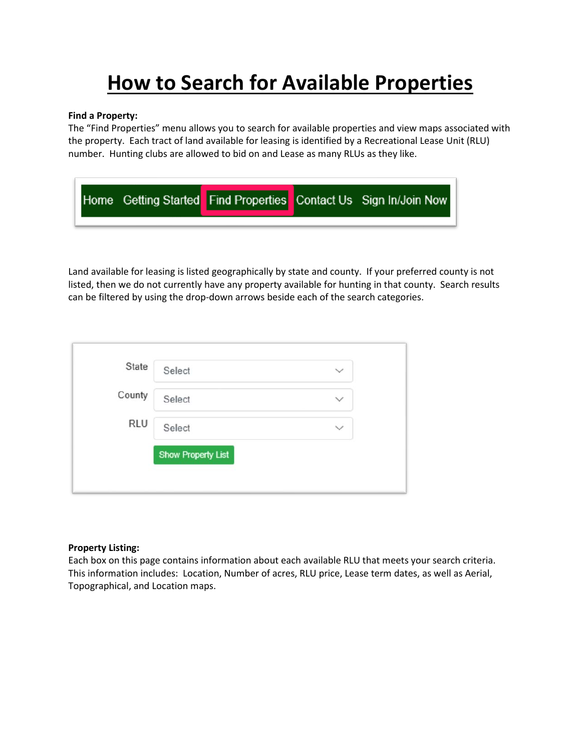# How to Search for Available Properties

**Find a Property:**
The "Find Properties" menu allows you to search for available properties and view maps associated with the property. Each tract of land available for leasing is identified by a Recreational Lease Unit (RLU) number. Hunting clubs are allowed to bid on and Lease as many RLUs as they like.

Home Getting Started Find Properties Contact Us Sign In/Join Now

Land available for leasing is listed geographically by state and county. If your preferred county is not listed, then we do not currently have any property available for hunting in that county. Search results can be filtered by using the drop-down arrows beside each of the search categories.

State Select

County Select

RLU Select

Show Property List

**Property Listing:**
Each box on this page contains information about each available RLU that meets your search criteria. This information includes: Location, Number of acres, RLU price, Lease term dates, as well as Aerial, Topographical, and Location maps.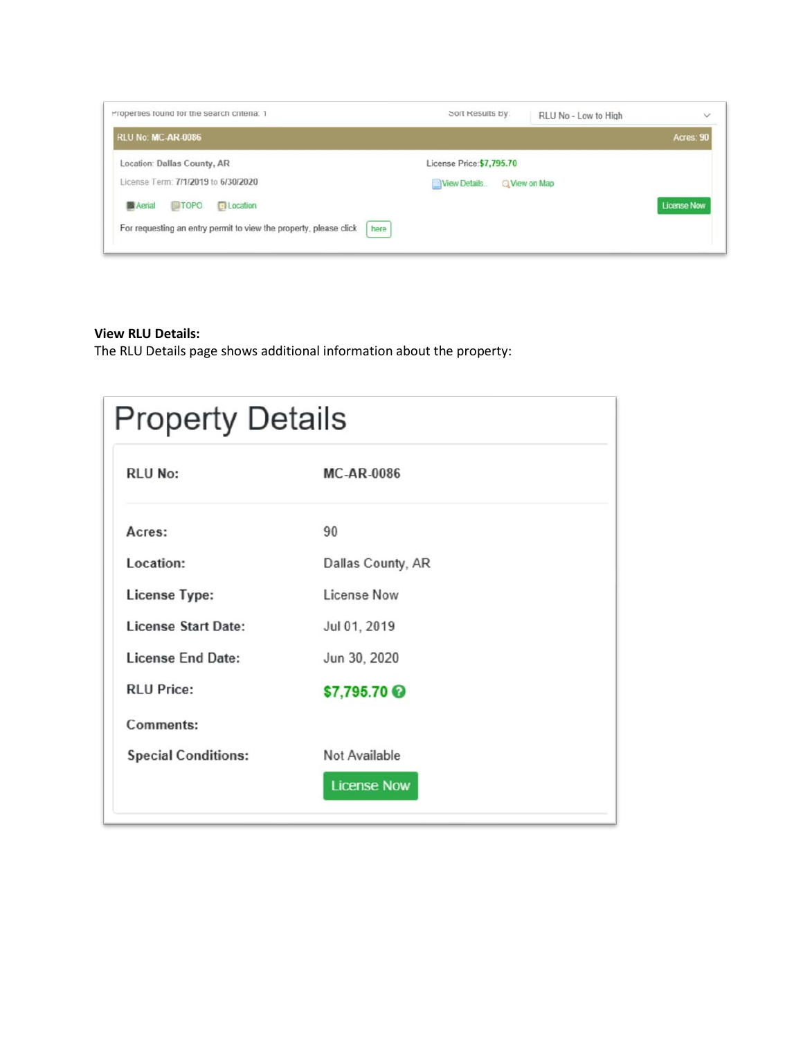Properties found for the search criteria: 1

Sort Results by: RLU No - Low to High

RLU No: MC-AR-0086 — Acres: 90

Location: Dallas County, AR

License Price: $7,795.70

License Term: 7/1/2019 to 6/30/2020

View Details... View on Map

Aerial TOPO Location

License Now

For requesting an entry permit to view the property, please click here

**View RLU Details:**
The RLU Details page shows additional information about the property:

# Property Details

| | |
|---|---|
| **RLU No:** | **MC-AR-0086** |
| **Acres:** | 90 |
| **Location:** | Dallas County, AR |
| **License Type:** | License Now |
| **License Start Date:** | Jul 01, 2019 |
| **License End Date:** | Jun 30, 2020 |
| **RLU Price:** | **$7,795.70** |
| **Comments:** | |
| **Special Conditions:** | Not Available |

License Now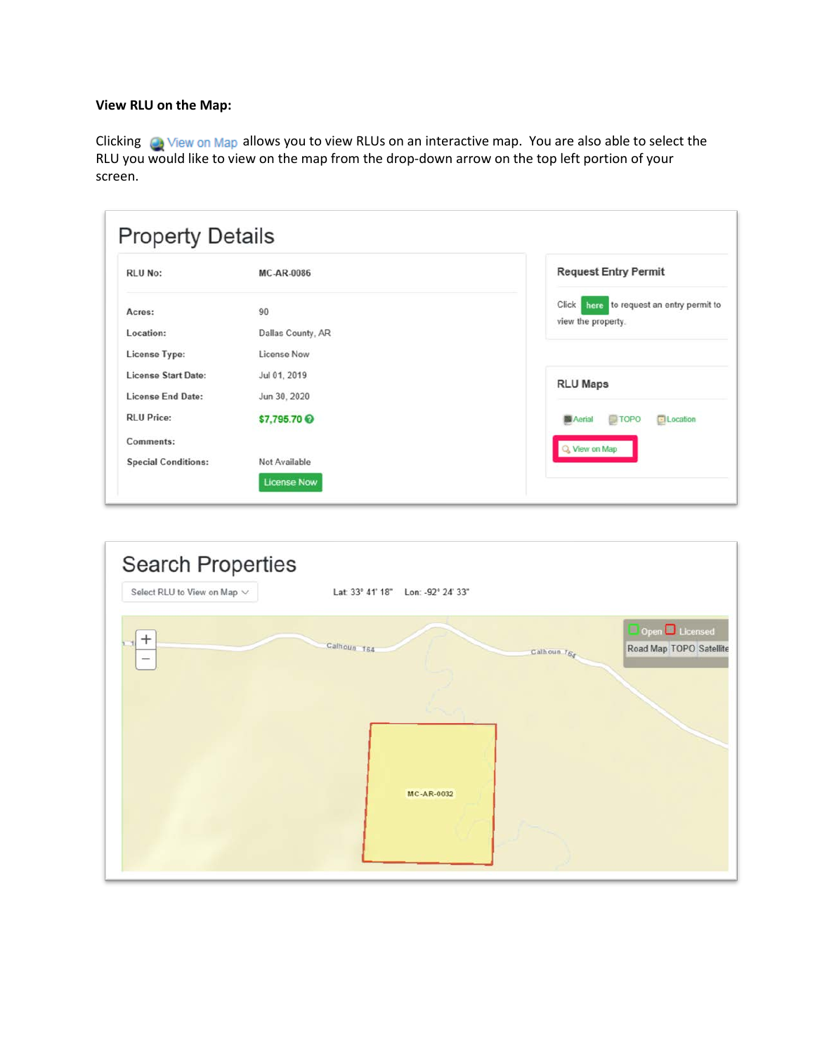**View RLU on the Map:**

Clicking View on Map allows you to view RLUs on an interactive map. You are also able to select the RLU you would like to view on the map from the drop-down arrow on the top left portion of your screen.

## Property Details

| | |
|---|---|
| RLU No: | MC-AR-0086 |
| Acres: | 90 |
| Location: | Dallas County, AR |
| License Type: | License Now |
| License Start Date: | Jul 01, 2019 |
| License End Date: | Jun 30, 2020 |
| RLU Price: | $7,795.70 |
| Comments: | |
| Special Conditions: | Not Available |

License Now

**Request Entry Permit**

Click here to request an entry permit to view the property.

**RLU Maps**

Aerial TOPO Location

View on Map

## Search Properties

Select RLU to View on Map

Lat: 33° 41' 18" Lon: -92° 24' 33"

Open Licensed

Road Map TOPO Satellite

Calhoun 164

MC-AR-0032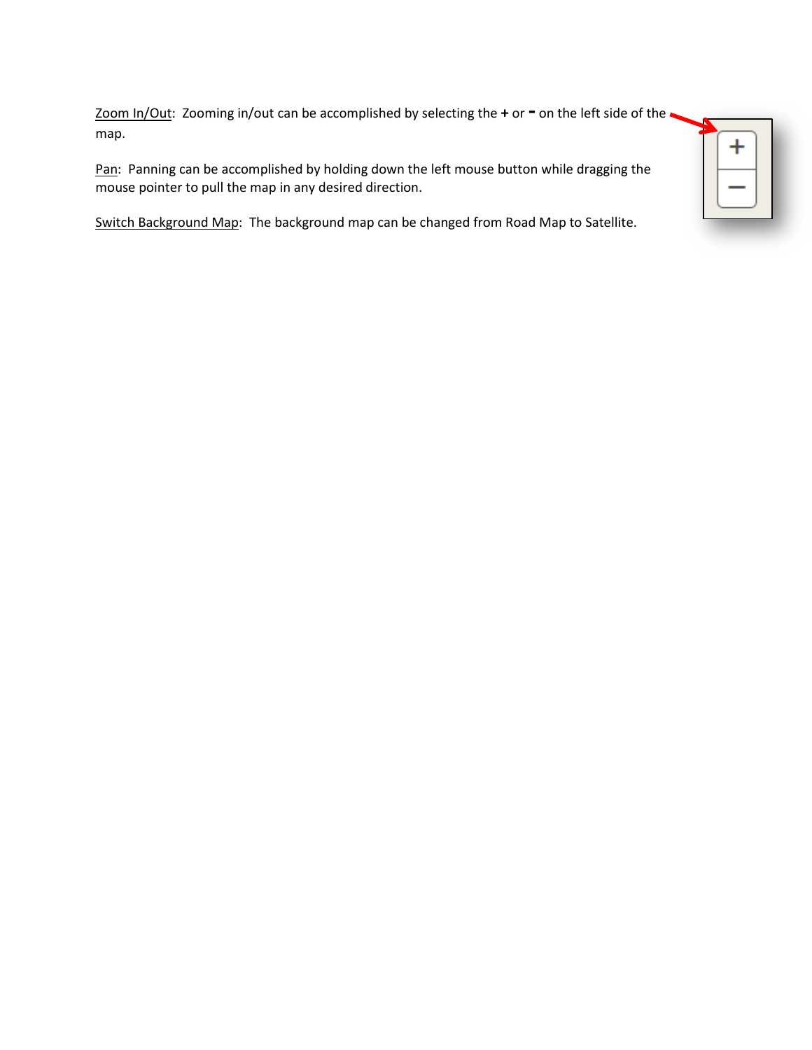<u>Zoom In/Out</u>: Zooming in/out can be accomplished by selecting the **+** or **-** on the left side of the map.

<u>Pan</u>: Panning can be accomplished by holding down the left mouse button while dragging the mouse pointer to pull the map in any desired direction.

<u>Switch Background Map</u>: The background map can be changed from Road Map to Satellite.